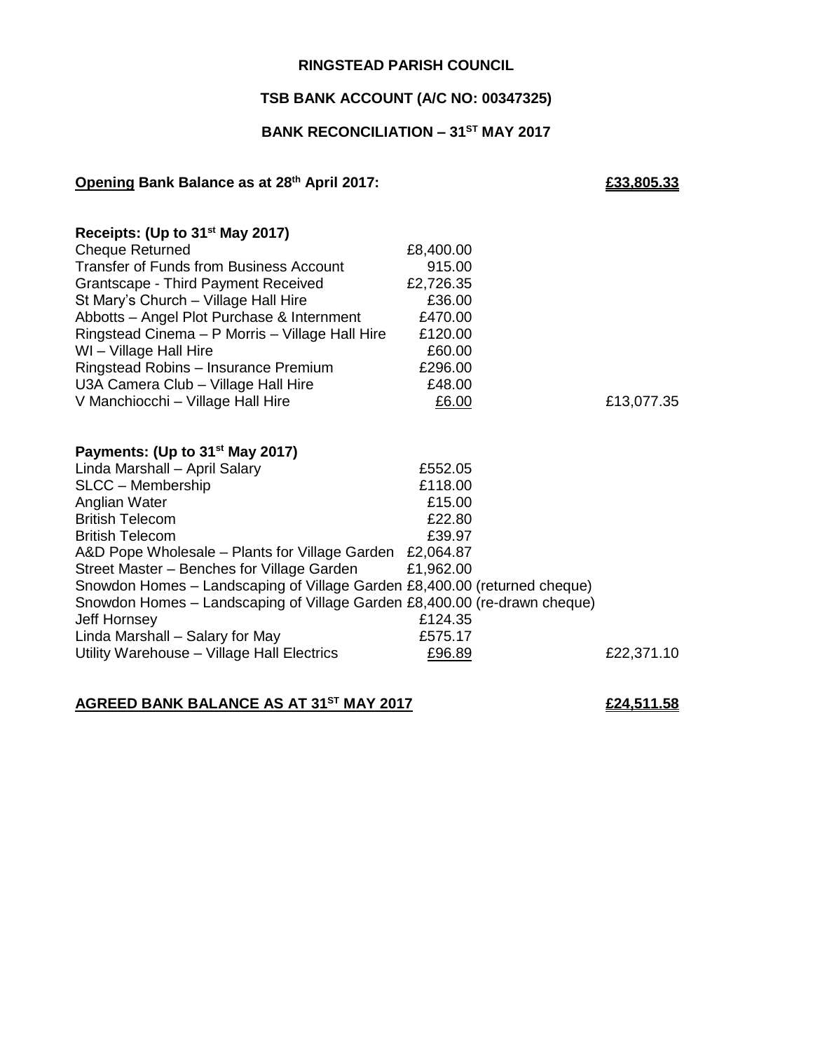**RINGSTEAD PARISH COUNCIL**

**TSB BANK ACCOUNT (A/C NO: 00347325)**

**BANK RECONCILIATION – 31ST MAY 2017**

| **Opening Bank Balance as at 28th April 2017:** | | **£33,805.33** |
|---|---|---|
| **Receipts: (Up to 31st May 2017)** | | |
| Cheque Returned | £8,400.00 | |
| Transfer of Funds from Business Account | 915.00 | |
| Grantscape - Third Payment Received | £2,726.35 | |
| St Mary's Church – Village Hall Hire | £36.00 | |
| Abbotts – Angel Plot Purchase & Internment | £470.00 | |
| Ringstead Cinema – P Morris – Village Hall Hire | £120.00 | |
| WI – Village Hall Hire | £60.00 | |
| Ringstead Robins – Insurance Premium | £296.00 | |
| U3A Camera Club – Village Hall Hire | £48.00 | |
| V Manchiocchi – Village Hall Hire | £6.00 | £13,077.35 |
| **Payments: (Up to 31st May 2017)** | | |
| Linda Marshall – April Salary | £552.05 | |
| SLCC – Membership | £118.00 | |
| Anglian Water | £15.00 | |
| British Telecom | £22.80 | |
| British Telecom | £39.97 | |
| A&D Pope Wholesale – Plants for Village Garden | £2,064.87 | |
| Street Master – Benches for Village Garden | £1,962.00 | |
| Snowdon Homes – Landscaping of Village Garden | £8,400.00 (returned cheque) | |
| Snowdon Homes – Landscaping of Village Garden | £8,400.00 (re-drawn cheque) | |
| Jeff Hornsey | £124.35 | |
| Linda Marshall – Salary for May | £575.17 | |
| Utility Warehouse – Village Hall Electrics | £96.89 | £22,371.10 |
| **AGREED BANK BALANCE AS AT 31ST MAY 2017** | | **£24,511.58** |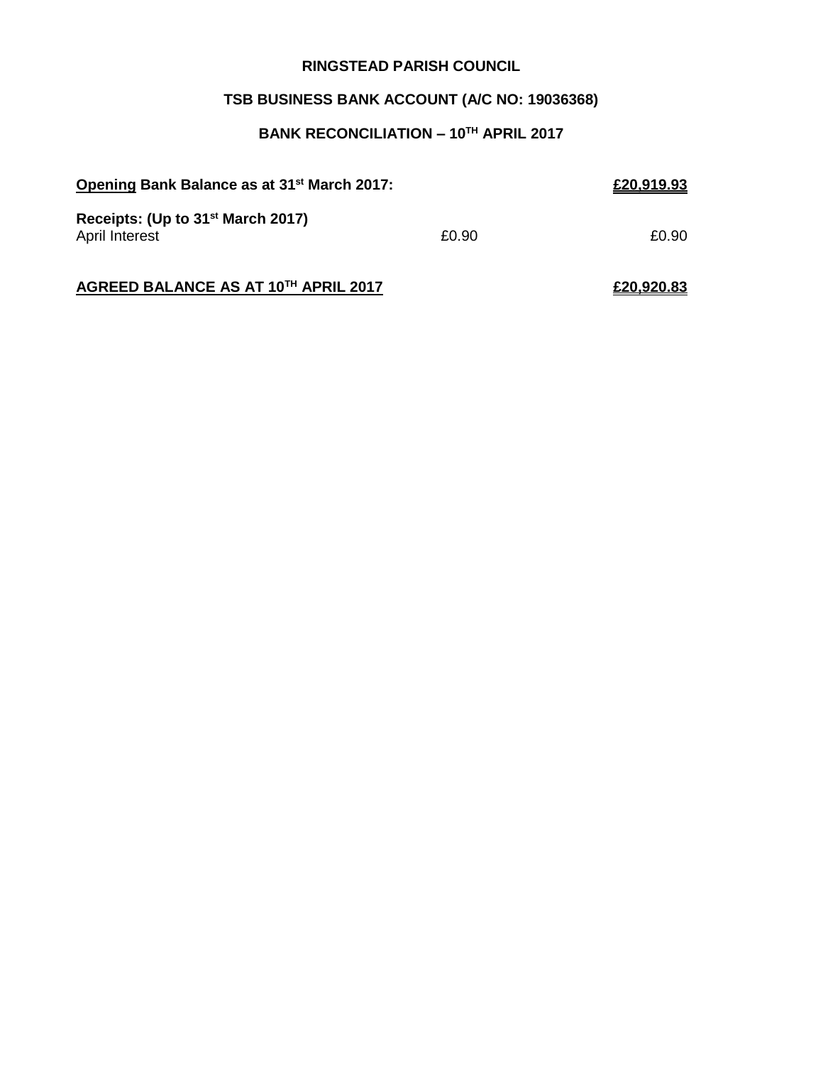**RINGSTEAD PARISH COUNCIL**

**TSB BUSINESS BANK ACCOUNT (A/C NO: 19036368)**

**BANK RECONCILIATION – 10TH APRIL 2017**

| | | |
|---|---|---|
| **Opening Bank Balance as at 31st March 2017:** | | **£20,919.93** |
| **Receipts: (Up to 31st March 2017)** | | |
| April Interest | £0.90 | £0.90 |
| **AGREED BALANCE AS AT 10TH APRIL 2017** | | **£20,920.83** |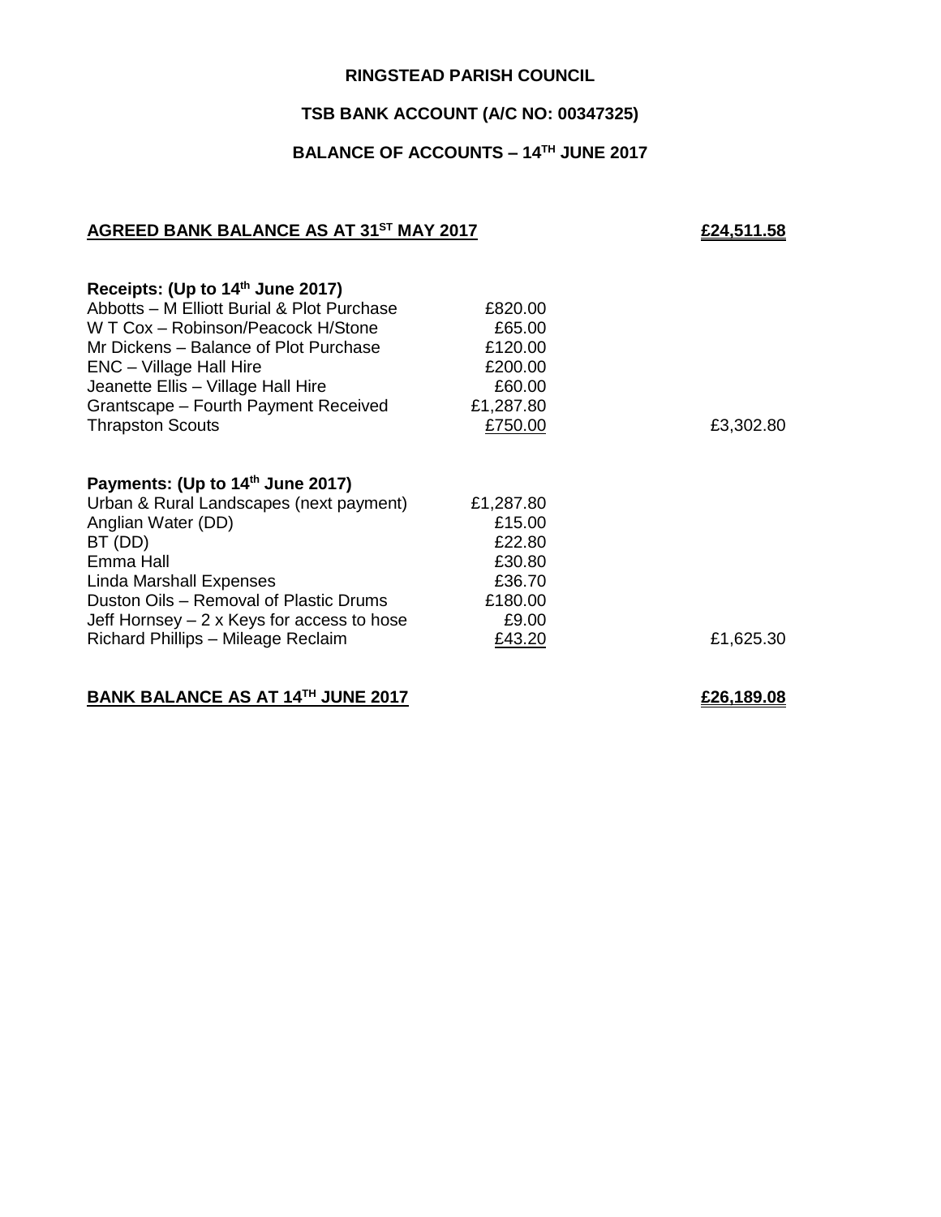**RINGSTEAD PARISH COUNCIL**

**TSB BANK ACCOUNT (A/C NO: 00347325)**

**BALANCE OF ACCOUNTS – 14TH JUNE 2017**

| | | |
|---|---|---|
| **AGREED BANK BALANCE AS AT 31ST MAY 2017** | | **£24,511.58** |
| | | |
| **Receipts: (Up to 14th June 2017)** | | |
| Abbotts – M Elliott Burial & Plot Purchase | £820.00 | |
| W T Cox – Robinson/Peacock H/Stone | £65.00 | |
| Mr Dickens – Balance of Plot Purchase | £120.00 | |
| ENC – Village Hall Hire | £200.00 | |
| Jeanette Ellis – Village Hall Hire | £60.00 | |
| Grantscape – Fourth Payment Received | £1,287.80 | |
| Thrapston Scouts | £750.00 | £3,302.80 |
| | | |
| **Payments: (Up to 14th June 2017)** | | |
| Urban & Rural Landscapes (next payment) | £1,287.80 | |
| Anglian Water (DD) | £15.00 | |
| BT (DD) | £22.80 | |
| Emma Hall | £30.80 | |
| Linda Marshall Expenses | £36.70 | |
| Duston Oils – Removal of Plastic Drums | £180.00 | |
| Jeff Hornsey – 2 x Keys for access to hose | £9.00 | |
| Richard Phillips – Mileage Reclaim | £43.20 | £1,625.30 |
| | | |
| **BANK BALANCE AS AT 14TH JUNE 2017** | | **£26,189.08** |